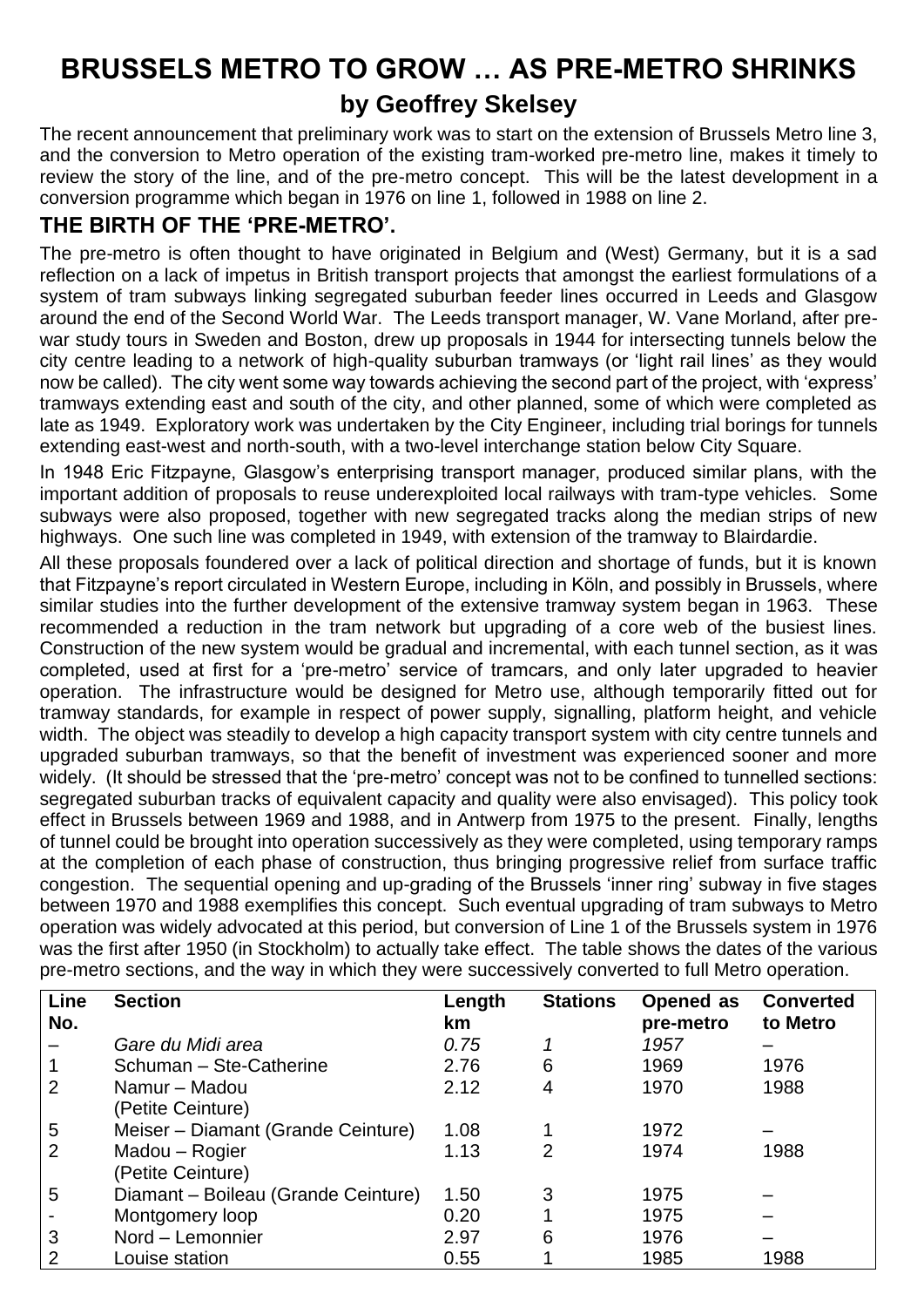# BRUSSELS METRO TO GROW … AS PRE-METRO SHRINKS

## by Geoffrey Skelsey

The recent announcement that preliminary work was to start on the extension of Brussels Metro line 3, and the conversion to Metro operation of the existing tram-worked pre-metro line, makes it timely to review the story of the line, and of the pre-metro concept. This will be the latest development in a conversion programme which began in 1976 on line 1, followed in 1988 on line 2.

## THE BIRTH OF THE 'PRE-METRO'.

The pre-metro is often thought to have originated in Belgium and (West) Germany, but it is a sad reflection on a lack of impetus in British transport projects that amongst the earliest formulations of a system of tram subways linking segregated suburban feeder lines occurred in Leeds and Glasgow around the end of the Second World War. The Leeds transport manager, W. Vane Morland, after pre-war study tours in Sweden and Boston, drew up proposals in 1944 for intersecting tunnels below the city centre leading to a network of high-quality suburban tramways (or 'light rail lines' as they would now be called). The city went some way towards achieving the second part of the project, with 'express' tramways extending east and south of the city, and other planned, some of which were completed as late as 1949. Exploratory work was undertaken by the City Engineer, including trial borings for tunnels extending east-west and north-south, with a two-level interchange station below City Square.

In 1948 Eric Fitzpayne, Glasgow's enterprising transport manager, produced similar plans, with the important addition of proposals to reuse underexploited local railways with tram-type vehicles. Some subways were also proposed, together with new segregated tracks along the median strips of new highways. One such line was completed in 1949, with extension of the tramway to Blairdardie.

All these proposals foundered over a lack of political direction and shortage of funds, but it is known that Fitzpayne's report circulated in Western Europe, including in Köln, and possibly in Brussels, where similar studies into the further development of the extensive tramway system began in 1963. These recommended a reduction in the tram network but upgrading of a core web of the busiest lines. Construction of the new system would be gradual and incremental, with each tunnel section, as it was completed, used at first for a 'pre-metro' service of tramcars, and only later upgraded to heavier operation. The infrastructure would be designed for Metro use, although temporarily fitted out for tramway standards, for example in respect of power supply, signalling, platform height, and vehicle width. The object was steadily to develop a high capacity transport system with city centre tunnels and upgraded suburban tramways, so that the benefit of investment was experienced sooner and more widely. (It should be stressed that the 'pre-metro' concept was not to be confined to tunnelled sections: segregated suburban tracks of equivalent capacity and quality were also envisaged). This policy took effect in Brussels between 1969 and 1988, and in Antwerp from 1975 to the present. Finally, lengths of tunnel could be brought into operation successively as they were completed, using temporary ramps at the completion of each phase of construction, thus bringing progressive relief from surface traffic congestion. The sequential opening and up-grading of the Brussels 'inner ring' subway in five stages between 1970 and 1988 exemplifies this concept. Such eventual upgrading of tram subways to Metro operation was widely advocated at this period, but conversion of Line 1 of the Brussels system in 1976 was the first after 1950 (in Stockholm) to actually take effect. The table shows the dates of the various pre-metro sections, and the way in which they were successively converted to full Metro operation.

| Line No. | Section | Length km | Stations | Opened as pre-metro | Converted to Metro |
|---|---|---|---|---|---|
| – | *Gare du Midi area* | *0.75* | *1* | *1957* | – |
| 1 | Schuman – Ste-Catherine | 2.76 | 6 | 1969 | 1976 |
| 2 | Namur – Madou (Petite Ceinture) | 2.12 | 4 | 1970 | 1988 |
| 5 | Meiser – Diamant (Grande Ceinture) | 1.08 | 1 | 1972 | – |
| 2 | Madou – Rogier (Petite Ceinture) | 1.13 | 2 | 1974 | 1988 |
| 5 | Diamant – Boileau (Grande Ceinture) | 1.50 | 3 | 1975 | – |
| - | Montgomery loop | 0.20 | 1 | 1975 | – |
| 3 | Nord – Lemonnier | 2.97 | 6 | 1976 | – |
| 2 | Louise station | 0.55 | 1 | 1985 | 1988 |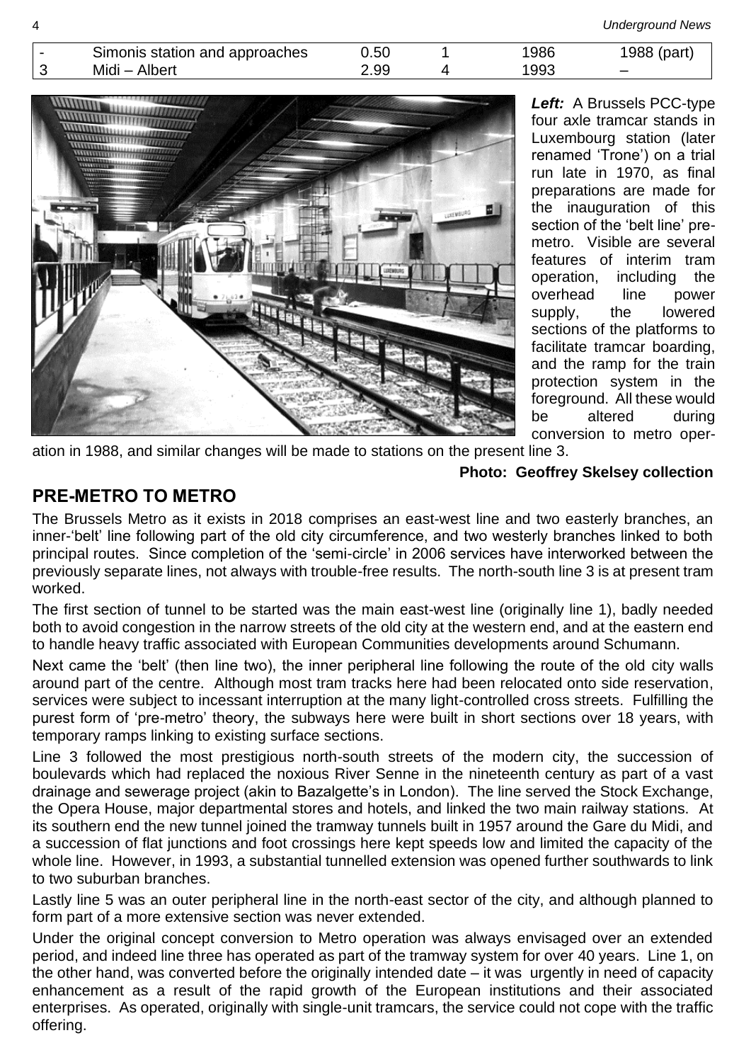| - | Simonis station and approaches | 0.50 | 1 | 1986 | 1988 (part) |
|---|---|---|---|---|---|
| 3 | Midi – Albert | 2.99 | 4 | 1993 | – |

***Left:*** A Brussels PCC-type four axle tramcar stands in Luxembourg station (later renamed 'Trone') on a trial run late in 1970, as final preparations are made for the inauguration of this section of the 'belt line' pre-metro. Visible are several features of interim tram operation, including the overhead line power supply, the lowered sections of the platforms to facilitate tramcar boarding, and the ramp for the train protection system in the foreground. All these would be altered during conversion to metro operation in 1988, and similar changes will be made to stations on the present line 3.

**Photo: Geoffrey Skelsey collection**

## PRE-METRO TO METRO

The Brussels Metro as it exists in 2018 comprises an east-west line and two easterly branches, an inner-'belt' line following part of the old city circumference, and two westerly branches linked to both principal routes. Since completion of the 'semi-circle' in 2006 services have interworked between the previously separate lines, not always with trouble-free results. The north-south line 3 is at present tram worked.

The first section of tunnel to be started was the main east-west line (originally line 1), badly needed both to avoid congestion in the narrow streets of the old city at the western end, and at the eastern end to handle heavy traffic associated with European Communities developments around Schumann.

Next came the 'belt' (then line two), the inner peripheral line following the route of the old city walls around part of the centre. Although most tram tracks here had been relocated onto side reservation, services were subject to incessant interruption at the many light-controlled cross streets. Fulfilling the purest form of 'pre-metro' theory, the subways here were built in short sections over 18 years, with temporary ramps linking to existing surface sections.

Line 3 followed the most prestigious north-south streets of the modern city, the succession of boulevards which had replaced the noxious River Senne in the nineteenth century as part of a vast drainage and sewerage project (akin to Bazalgette's in London). The line served the Stock Exchange, the Opera House, major departmental stores and hotels, and linked the two main railway stations. At its southern end the new tunnel joined the tramway tunnels built in 1957 around the Gare du Midi, and a succession of flat junctions and foot crossings here kept speeds low and limited the capacity of the whole line. However, in 1993, a substantial tunnelled extension was opened further southwards to link to two suburban branches.

Lastly line 5 was an outer peripheral line in the north-east sector of the city, and although planned to form part of a more extensive section was never extended.

Under the original concept conversion to Metro operation was always envisaged over an extended period, and indeed line three has operated as part of the tramway system for over 40 years. Line 1, on the other hand, was converted before the originally intended date – it was urgently in need of capacity enhancement as a result of the rapid growth of the European institutions and their associated enterprises. As operated, originally with single-unit tramcars, the service could not cope with the traffic offering.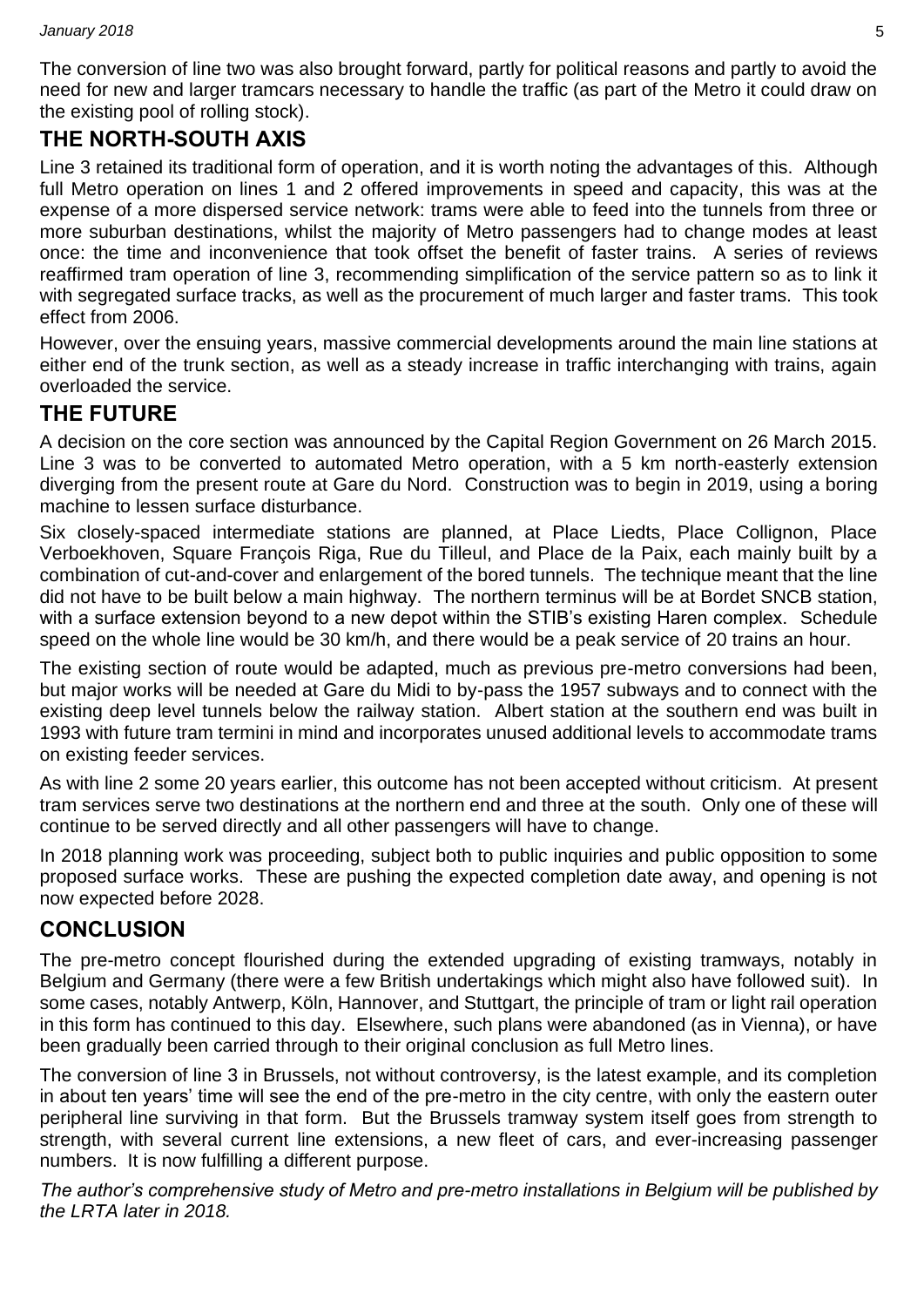The conversion of line two was also brought forward, partly for political reasons and partly to avoid the need for new and larger tramcars necessary to handle the traffic (as part of the Metro it could draw on the existing pool of rolling stock).

## THE NORTH-SOUTH AXIS

Line 3 retained its traditional form of operation, and it is worth noting the advantages of this. Although full Metro operation on lines 1 and 2 offered improvements in speed and capacity, this was at the expense of a more dispersed service network: trams were able to feed into the tunnels from three or more suburban destinations, whilst the majority of Metro passengers had to change modes at least once: the time and inconvenience that took offset the benefit of faster trains. A series of reviews reaffirmed tram operation of line 3, recommending simplification of the service pattern so as to link it with segregated surface tracks, as well as the procurement of much larger and faster trams. This took effect from 2006.

However, over the ensuing years, massive commercial developments around the main line stations at either end of the trunk section, as well as a steady increase in traffic interchanging with trains, again overloaded the service.

## THE FUTURE

A decision on the core section was announced by the Capital Region Government on 26 March 2015. Line 3 was to be converted to automated Metro operation, with a 5 km north-easterly extension diverging from the present route at Gare du Nord. Construction was to begin in 2019, using a boring machine to lessen surface disturbance.

Six closely-spaced intermediate stations are planned, at Place Liedts, Place Collignon, Place Verboekhoven, Square François Riga, Rue du Tilleul, and Place de la Paix, each mainly built by a combination of cut-and-cover and enlargement of the bored tunnels. The technique meant that the line did not have to be built below a main highway. The northern terminus will be at Bordet SNCB station, with a surface extension beyond to a new depot within the STIB's existing Haren complex. Schedule speed on the whole line would be 30 km/h, and there would be a peak service of 20 trains an hour.

The existing section of route would be adapted, much as previous pre-metro conversions had been, but major works will be needed at Gare du Midi to by-pass the 1957 subways and to connect with the existing deep level tunnels below the railway station. Albert station at the southern end was built in 1993 with future tram termini in mind and incorporates unused additional levels to accommodate trams on existing feeder services.

As with line 2 some 20 years earlier, this outcome has not been accepted without criticism. At present tram services serve two destinations at the northern end and three at the south. Only one of these will continue to be served directly and all other passengers will have to change.

In 2018 planning work was proceeding, subject both to public inquiries and public opposition to some proposed surface works. These are pushing the expected completion date away, and opening is not now expected before 2028.

## CONCLUSION

The pre-metro concept flourished during the extended upgrading of existing tramways, notably in Belgium and Germany (there were a few British undertakings which might also have followed suit). In some cases, notably Antwerp, Köln, Hannover, and Stuttgart, the principle of tram or light rail operation in this form has continued to this day. Elsewhere, such plans were abandoned (as in Vienna), or have been gradually been carried through to their original conclusion as full Metro lines.

The conversion of line 3 in Brussels, not without controversy, is the latest example, and its completion in about ten years' time will see the end of the pre-metro in the city centre, with only the eastern outer peripheral line surviving in that form. But the Brussels tramway system itself goes from strength to strength, with several current line extensions, a new fleet of cars, and ever-increasing passenger numbers. It is now fulfilling a different purpose.

*The author's comprehensive study of Metro and pre-metro installations in Belgium will be published by the LRTA later in 2018.*